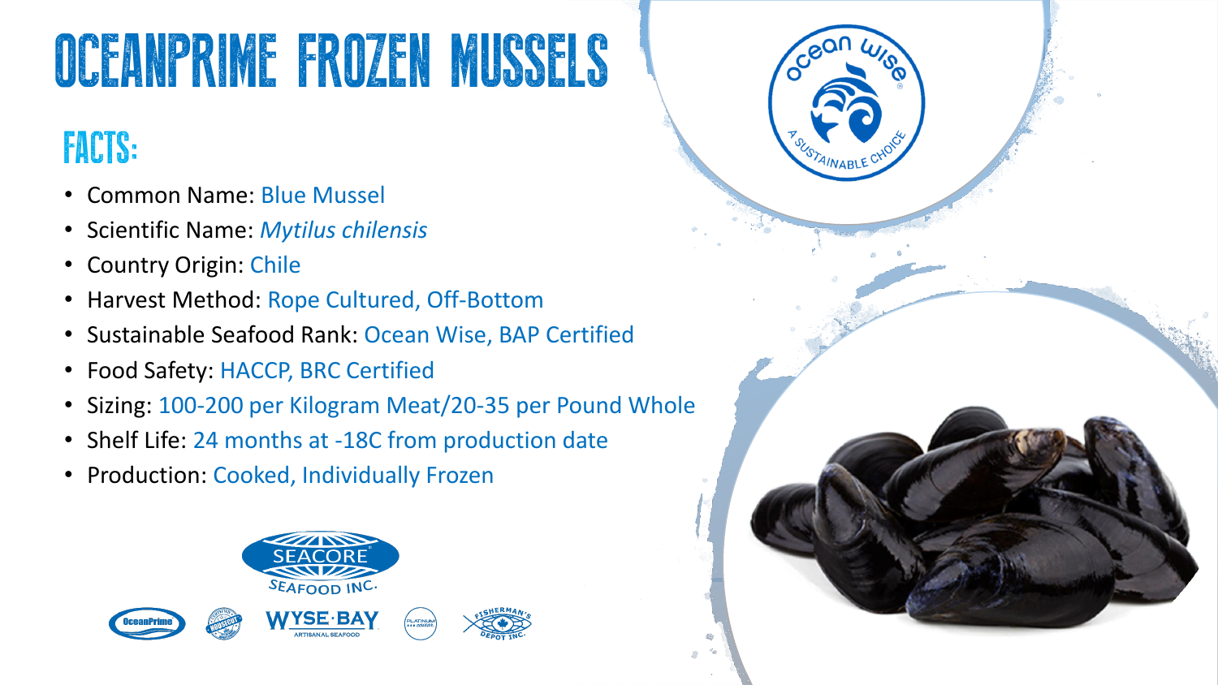# OCEANPRIME FROZEN MUSSELS

## FACTS:

- Common Name: Blue Mussel
- Scientific Name: *Mytilus chilensis*
- Country Origin: Chile
- Harvest Method: Rope Cultured, Off-Bottom
- Sustainable Seafood Rank: Ocean Wise, BAP Certified
- Food Safety: HACCP, BRC Certified
- Sizing: 100-200 per Kilogram Meat/20-35 per Pound Whole
- Shelf Life: 24 months at -18C from production date
- Production: Cooked, Individually Frozen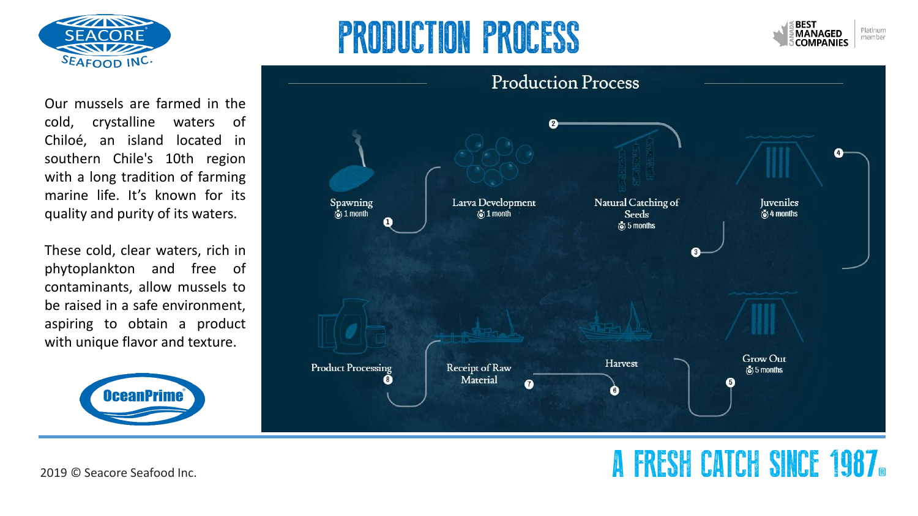# PRODUCTION PROCESS

Our mussels are farmed in the cold, crystalline waters of Chiloé, an island located in southern Chile's 10th region with a long tradition of farming marine life. It's known for its quality and purity of its waters.

These cold, clear waters, rich in phytoplankton and free of contaminants, allow mussels to be raised in a safe environment, aspiring to obtain a product with unique flavor and texture.

## Production Process

1. Spawning – 1 month
2. Larva Development – 1 month
3. Natural Catching of Seeds – 5 months
4. Juveniles – 4 months
5. Grow Out – 5 months
6. Harvest
7. Receipt of Raw Material
8. Product Processing

A FRESH CATCH SINCE 1987®

2019 © Seacore Seafood Inc.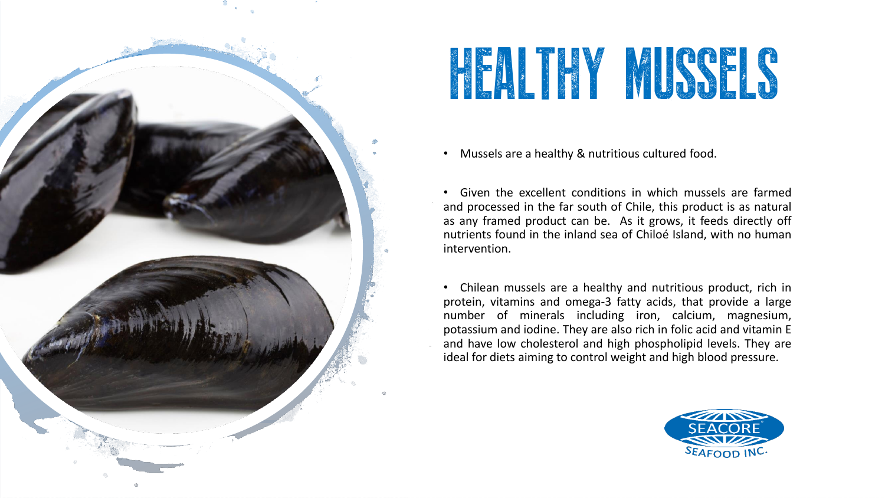# HEALTHY MUSSELS

- Mussels are a healthy & nutritious cultured food.

- Given the excellent conditions in which mussels are farmed and processed in the far south of Chile, this product is as natural as any framed product can be. As it grows, it feeds directly off nutrients found in the inland sea of Chiloé Island, with no human intervention.

- Chilean mussels are a healthy and nutritious product, rich in protein, vitamins and omega-3 fatty acids, that provide a large number of minerals including iron, calcium, magnesium, potassium and iodine. They are also rich in folic acid and vitamin E and have low cholesterol and high phospholipid levels. They are ideal for diets aiming to control weight and high blood pressure.

SEACORE SEAFOOD INC.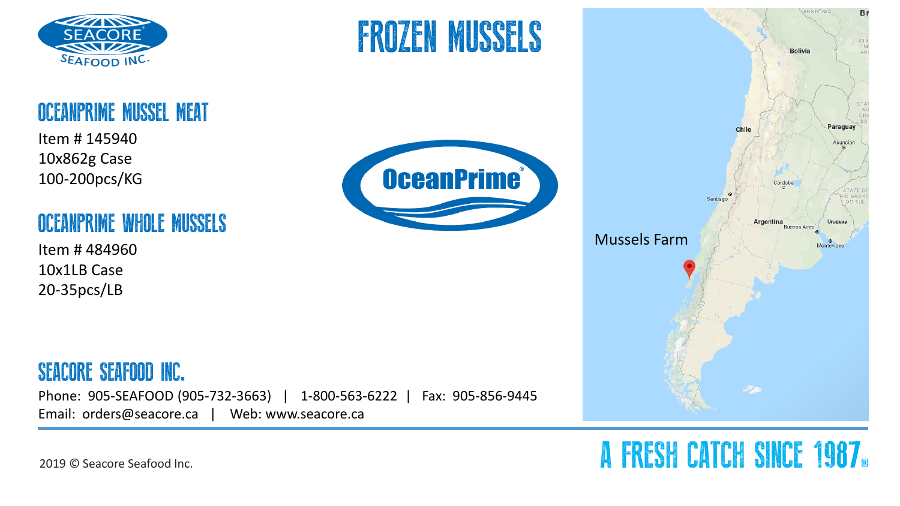# FROZEN MUSSELS

## OCEANPRIME MUSSEL MEAT

Item # 145940
10x862g Case
100-200pcs/KG

## OCEANPRIME WHOLE MUSSELS

Item # 484960
10x1LB Case
20-35pcs/LB

OceanPrime®

Mussels Farm

## SEACORE SEAFOOD INC.

Phone: 905-SEAFOOD (905-732-3663) | 1-800-563-6222 | Fax: 905-856-9445
Email: orders@seacore.ca | Web: www.seacore.ca

2019 © Seacore Seafood Inc.

A FRESH CATCH SINCE 1987®